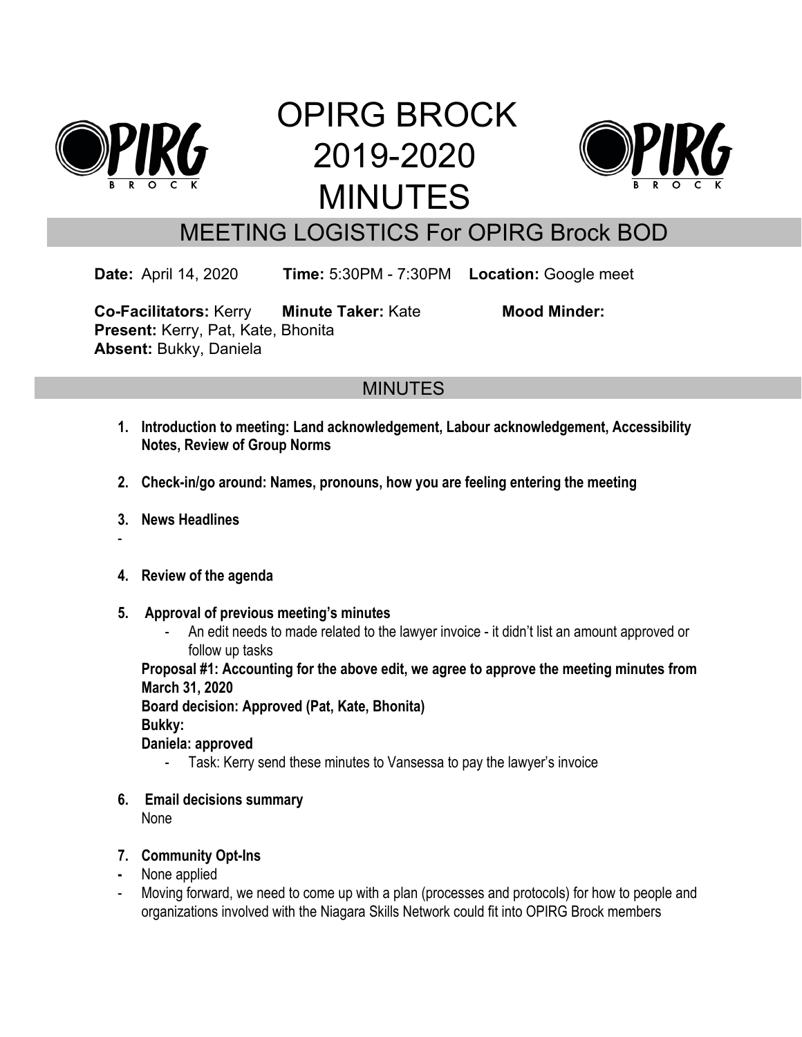# OPIRG BROCK 2019-2020 MINUTES

## MEETING LOGISTICS For OPIRG Brock BOD

**Date:** April 14, 2020 **Time:** 5:30PM - 7:30PM **Location:** Google meet

**Co-Facilitators:** Kerry **Minute Taker:** Kate **Mood Minder:**
**Present:** Kerry, Pat, Kate, Bhonita
**Absent:** Bukky, Daniela

## MINUTES

1. **Introduction to meeting: Land acknowledgement, Labour acknowledgement, Accessibility Notes, Review of Group Norms**

2. **Check-in/go around: Names, pronouns, how you are feeling entering the meeting**

3. **News Headlines**

-

4. **Review of the agenda**

5. **Approval of previous meeting's minutes**
   - An edit needs to made related to the lawyer invoice - it didn't list an amount approved or follow up tasks

   **Proposal #1: Accounting for the above edit, we agree to approve the meeting minutes from March 31, 2020**
   **Board decision: Approved (Pat, Kate, Bhonita)**
   **Bukky:**
   **Daniela: approved**
   - Task: Kerry send these minutes to Vansessa to pay the lawyer's invoice

6. **Email decisions summary**
   None

7. **Community Opt-Ins**

- None applied
- Moving forward, we need to come up with a plan (processes and protocols) for how to people and organizations involved with the Niagara Skills Network could fit into OPIRG Brock members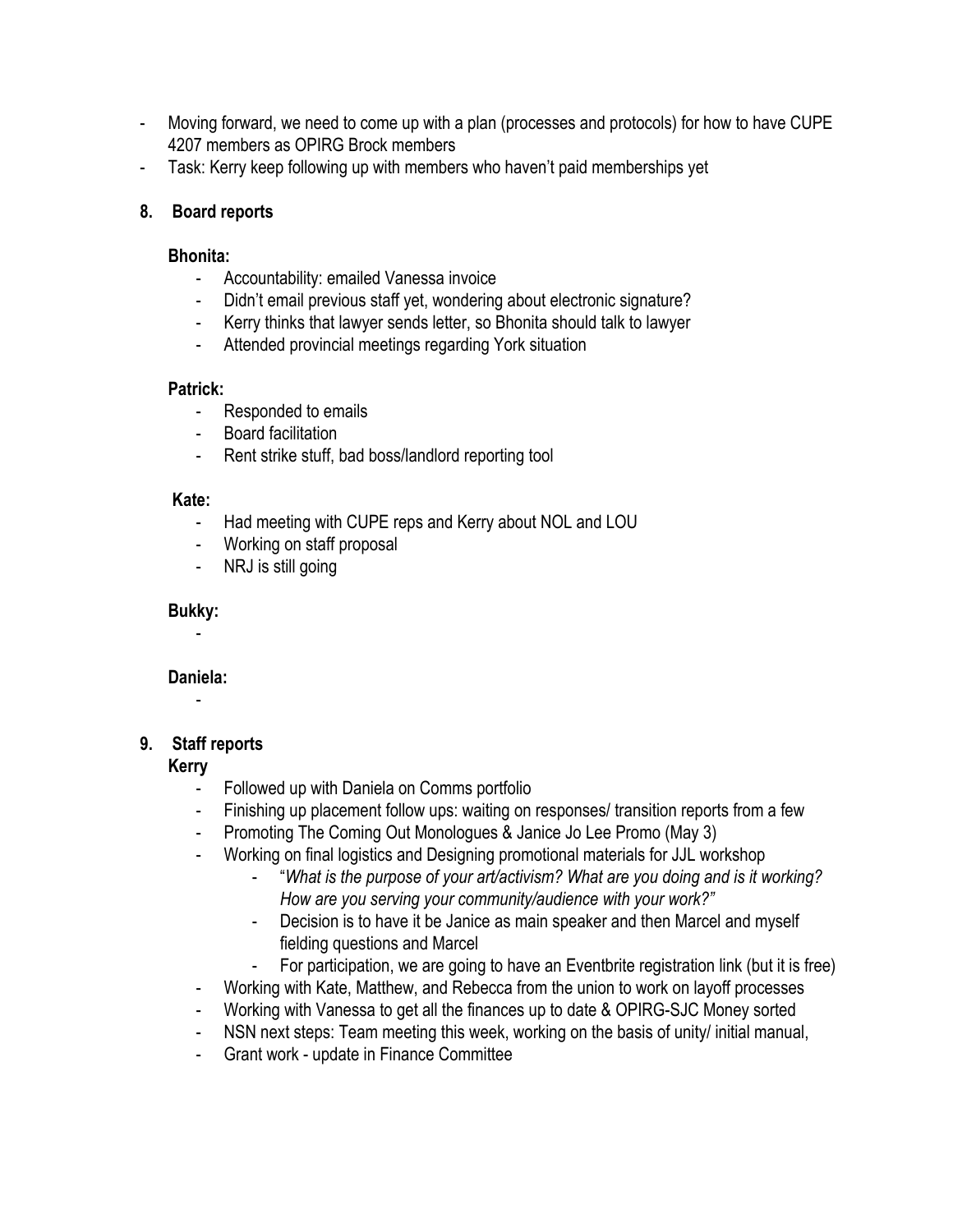- Moving forward, we need to come up with a plan (processes and protocols) for how to have CUPE 4207 members as OPIRG Brock members
- Task: Kerry keep following up with members who haven't paid memberships yet

**8. Board reports**

**Bhonita:**

- Accountability: emailed Vanessa invoice
- Didn't email previous staff yet, wondering about electronic signature?
- Kerry thinks that lawyer sends letter, so Bhonita should talk to lawyer
- Attended provincial meetings regarding York situation

**Patrick:**

- Responded to emails
- Board facilitation
- Rent strike stuff, bad boss/landlord reporting tool

**Kate:**

- Had meeting with CUPE reps and Kerry about NOL and LOU
- Working on staff proposal
- NRJ is still going

**Bukky:**

-

**Daniela:**

-

**9. Staff reports**

**Kerry**

- Followed up with Daniela on Comms portfolio
- Finishing up placement follow ups: waiting on responses/ transition reports from a few
- Promoting The Coming Out Monologues & Janice Jo Lee Promo (May 3)
- Working on final logistics and Designing promotional materials for JJL workshop
    - "*What is the purpose of your art/activism? What are you doing and is it working? How are you serving your community/audience with your work?"*
    - Decision is to have it be Janice as main speaker and then Marcel and myself fielding questions and Marcel
    - For participation, we are going to have an Eventbrite registration link (but it is free)
- Working with Kate, Matthew, and Rebecca from the union to work on layoff processes
- Working with Vanessa to get all the finances up to date & OPIRG-SJC Money sorted
- NSN next steps: Team meeting this week, working on the basis of unity/ initial manual,
- Grant work - update in Finance Committee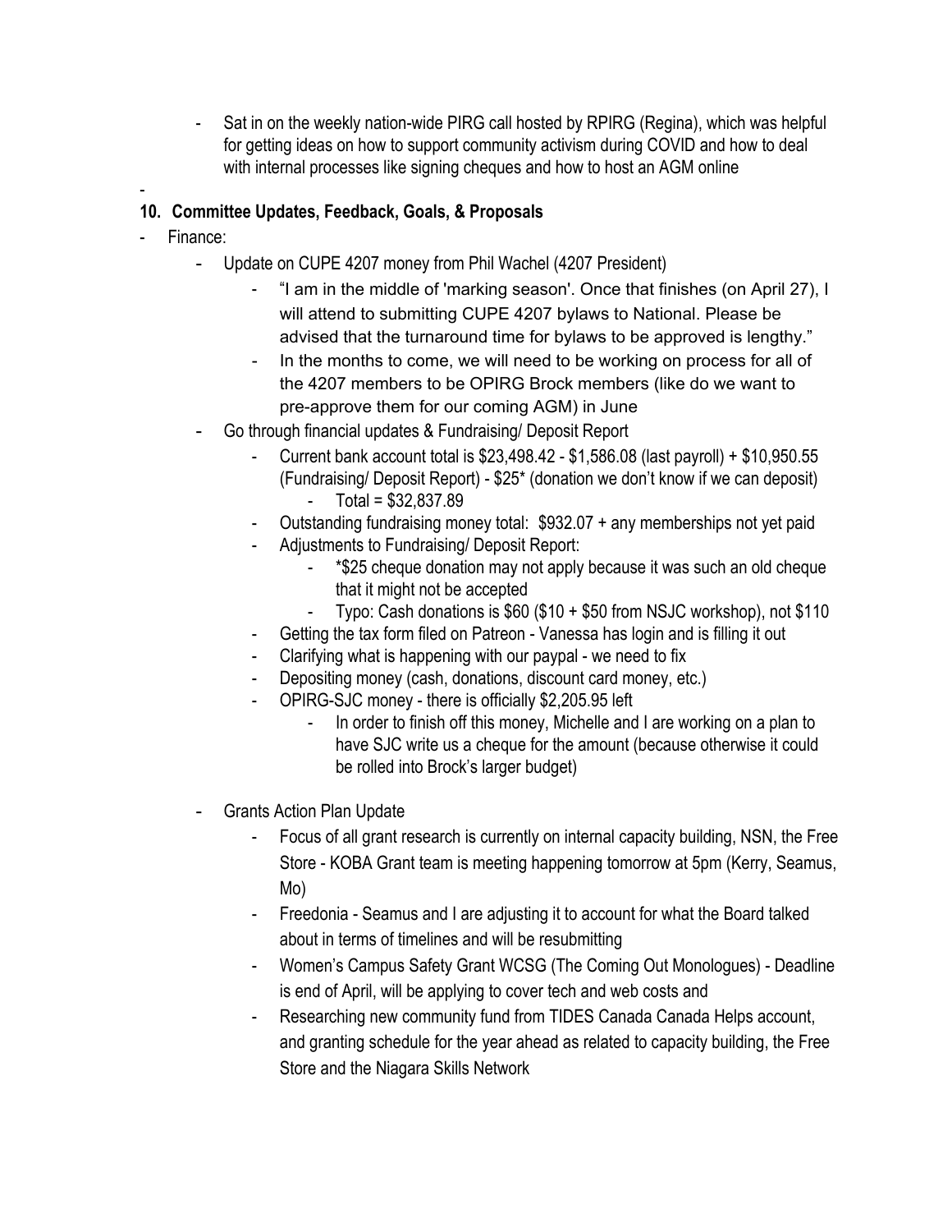- Sat in on the weekly nation-wide PIRG call hosted by RPIRG (Regina), which was helpful for getting ideas on how to support community activism during COVID and how to deal with internal processes like signing cheques and how to host an AGM online

-

**10. Committee Updates, Feedback, Goals, & Proposals**

- Finance:
    - Update on CUPE 4207 money from Phil Wachel (4207 President)
        - "I am in the middle of 'marking season'. Once that finishes (on April 27), I will attend to submitting CUPE 4207 bylaws to National. Please be advised that the turnaround time for bylaws to be approved is lengthy."
        - In the months to come, we will need to be working on process for all of the 4207 members to be OPIRG Brock members (like do we want to pre-approve them for our coming AGM) in June
    - Go through financial updates & Fundraising/ Deposit Report
        - Current bank account total is $23,498.42 - $1,586.08 (last payroll) + $10,950.55 (Fundraising/ Deposit Report) - $25* (donation we don't know if we can deposit)
            - Total = $32,837.89
        - Outstanding fundraising money total: $932.07 + any memberships not yet paid
        - Adjustments to Fundraising/ Deposit Report:
            - *$25 cheque donation may not apply because it was such an old cheque that it might not be accepted
            - Typo: Cash donations is $60 ($10 + $50 from NSJC workshop), not $110
        - Getting the tax form filed on Patreon - Vanessa has login and is filling it out
        - Clarifying what is happening with our paypal - we need to fix
        - Depositing money (cash, donations, discount card money, etc.)
        - OPIRG-SJC money - there is officially $2,205.95 left
            - In order to finish off this money, Michelle and I are working on a plan to have SJC write us a cheque for the amount (because otherwise it could be rolled into Brock's larger budget)
    - Grants Action Plan Update
        - Focus of all grant research is currently on internal capacity building, NSN, the Free Store - KOBA Grant team is meeting happening tomorrow at 5pm (Kerry, Seamus, Mo)
        - Freedonia - Seamus and I are adjusting it to account for what the Board talked about in terms of timelines and will be resubmitting
        - Women's Campus Safety Grant WCSG (The Coming Out Monologues) - Deadline is end of April, will be applying to cover tech and web costs and
        - Researching new community fund from TIDES Canada Canada Helps account, and granting schedule for the year ahead as related to capacity building, the Free Store and the Niagara Skills Network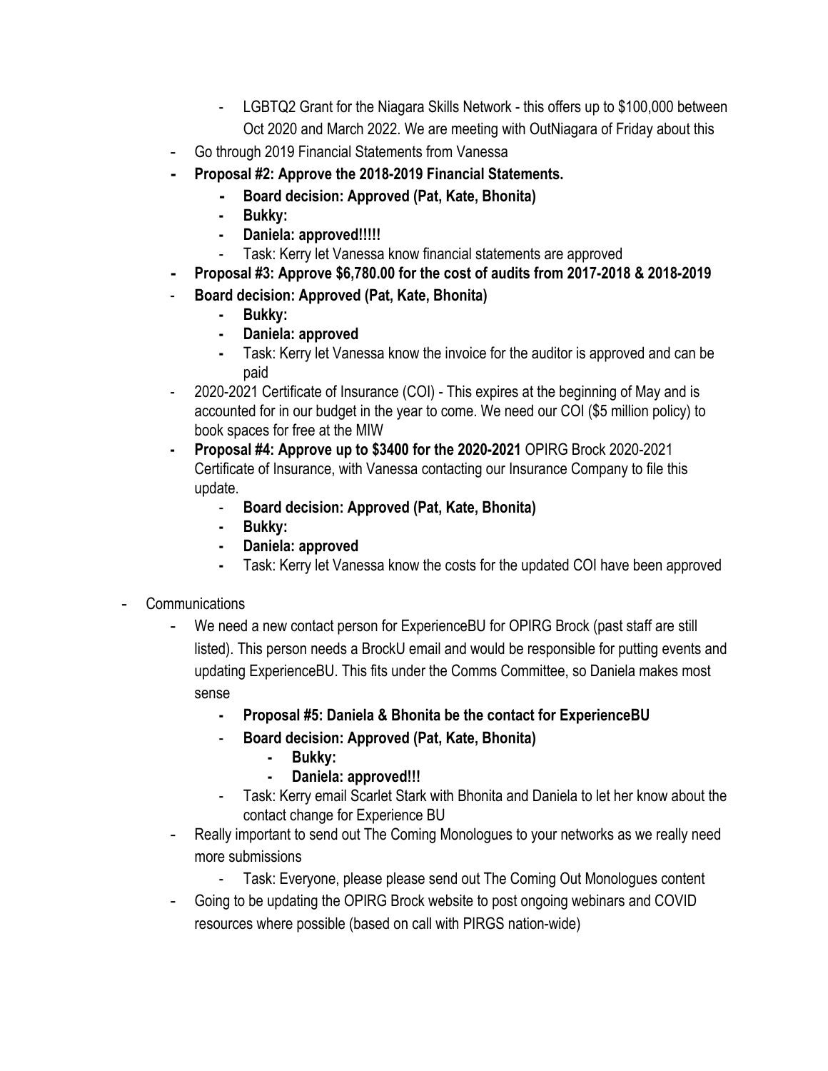- LGBTQ2 Grant for the Niagara Skills Network - this offers up to $100,000 between Oct 2020 and March 2022. We are meeting with OutNiagara of Friday about this
- Go through 2019 Financial Statements from Vanessa
- **Proposal #2: Approve the 2018-2019 Financial Statements.**
    - **Board decision: Approved (Pat, Kate, Bhonita)**
    - **Bukky:**
    - **Daniela: approved!!!!!**
    - Task: Kerry let Vanessa know financial statements are approved
- **Proposal #3: Approve $6,780.00 for the cost of audits from 2017-2018 & 2018-2019**
- **Board decision: Approved (Pat, Kate, Bhonita)**
    - **Bukky:**
    - **Daniela: approved**
    - Task: Kerry let Vanessa know the invoice for the auditor is approved and can be paid
- 2020-2021 Certificate of Insurance (COI) - This expires at the beginning of May and is accounted for in our budget in the year to come. We need our COI ($5 million policy) to book spaces for free at the MIW
- **Proposal #4: Approve up to $3400 for the 2020-2021** OPIRG Brock 2020-2021 Certificate of Insurance, with Vanessa contacting our Insurance Company to file this update.
    - **Board decision: Approved (Pat, Kate, Bhonita)**
    - **Bukky:**
    - **Daniela: approved**
    - Task: Kerry let Vanessa know the costs for the updated COI have been approved

- Communications
    - We need a new contact person for ExperienceBU for OPIRG Brock (past staff are still listed). This person needs a BrockU email and would be responsible for putting events and updating ExperienceBU. This fits under the Comms Committee, so Daniela makes most sense
        - **Proposal #5: Daniela & Bhonita be the contact for ExperienceBU**
        - **Board decision: Approved (Pat, Kate, Bhonita)**
            - **Bukky:**
            - **Daniela: approved!!!**
        - Task: Kerry email Scarlet Stark with Bhonita and Daniela to let her know about the contact change for Experience BU
    - Really important to send out The Coming Monologues to your networks as we really need more submissions
        - Task: Everyone, please please send out The Coming Out Monologues content
    - Going to be updating the OPIRG Brock website to post ongoing webinars and COVID resources where possible (based on call with PIRGS nation-wide)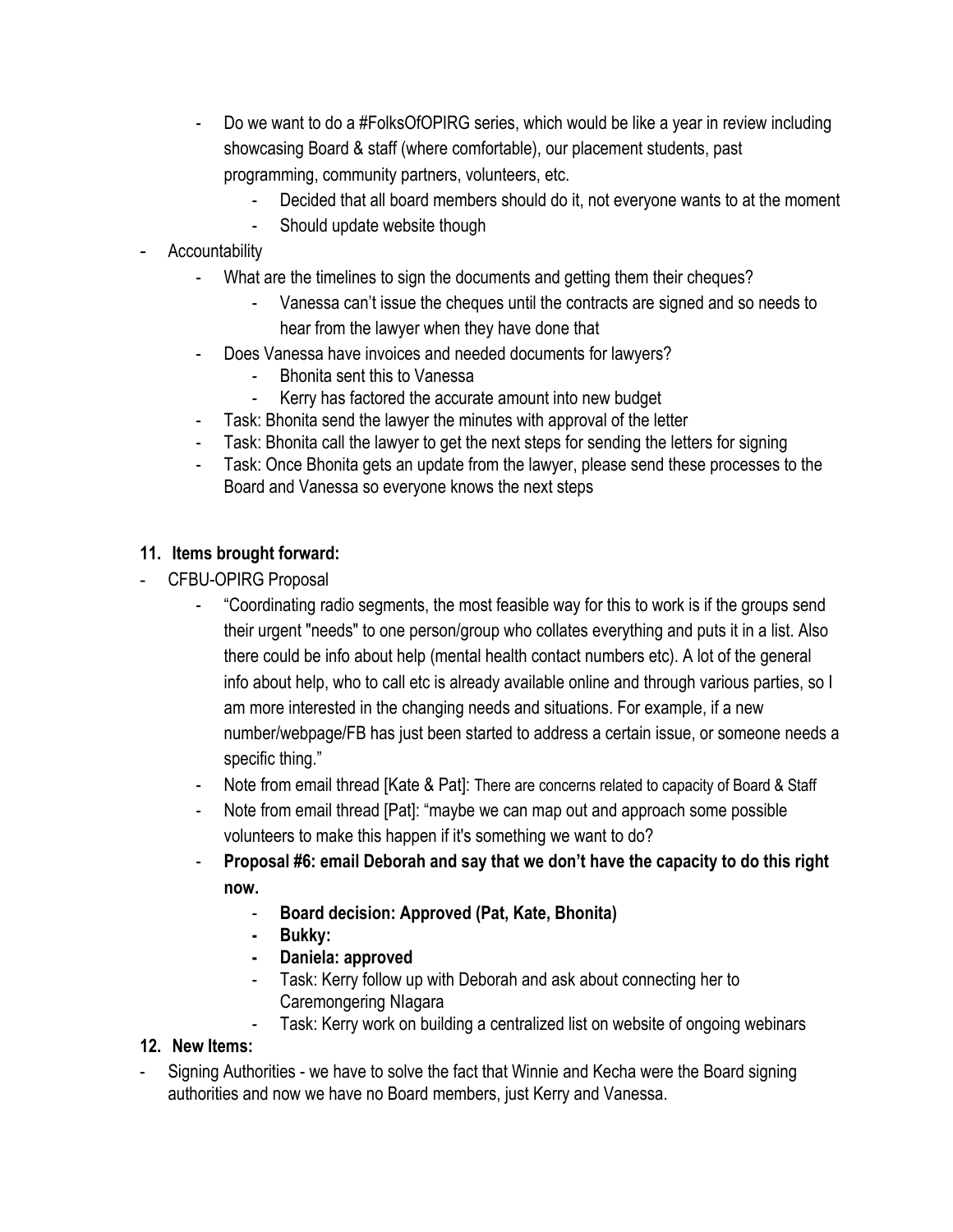- Do we want to do a #FolksOfOPIRG series, which would be like a year in review including showcasing Board & staff (where comfortable), our placement students, past programming, community partners, volunteers, etc.
    - Decided that all board members should do it, not everyone wants to at the moment
    - Should update website though
- Accountability
    - What are the timelines to sign the documents and getting them their cheques?
        - Vanessa can't issue the cheques until the contracts are signed and so needs to hear from the lawyer when they have done that
    - Does Vanessa have invoices and needed documents for lawyers?
        - Bhonita sent this to Vanessa
        - Kerry has factored the accurate amount into new budget
    - Task: Bhonita send the lawyer the minutes with approval of the letter
    - Task: Bhonita call the lawyer to get the next steps for sending the letters for signing
    - Task: Once Bhonita gets an update from the lawyer, please send these processes to the Board and Vanessa so everyone knows the next steps

**11. Items brought forward:**

- CFBU-OPIRG Proposal
    - "Coordinating radio segments, the most feasible way for this to work is if the groups send their urgent "needs" to one person/group who collates everything and puts it in a list. Also there could be info about help (mental health contact numbers etc). A lot of the general info about help, who to call etc is already available online and through various parties, so I am more interested in the changing needs and situations. For example, if a new number/webpage/FB has just been started to address a certain issue, or someone needs a specific thing."
    - Note from email thread [Kate & Pat]: There are concerns related to capacity of Board & Staff
    - Note from email thread [Pat]: "maybe we can map out and approach some possible volunteers to make this happen if it's something we want to do?
    - **Proposal #6: email Deborah and say that we don't have the capacity to do this right now.**
        - **Board decision: Approved (Pat, Kate, Bhonita)**
        - **Bukky:**
        - **Daniela: approved**
        - Task: Kerry follow up with Deborah and ask about connecting her to Caremongering NIagara
        - Task: Kerry work on building a centralized list on website of ongoing webinars

**12. New Items:**

- Signing Authorities - we have to solve the fact that Winnie and Kecha were the Board signing authorities and now we have no Board members, just Kerry and Vanessa.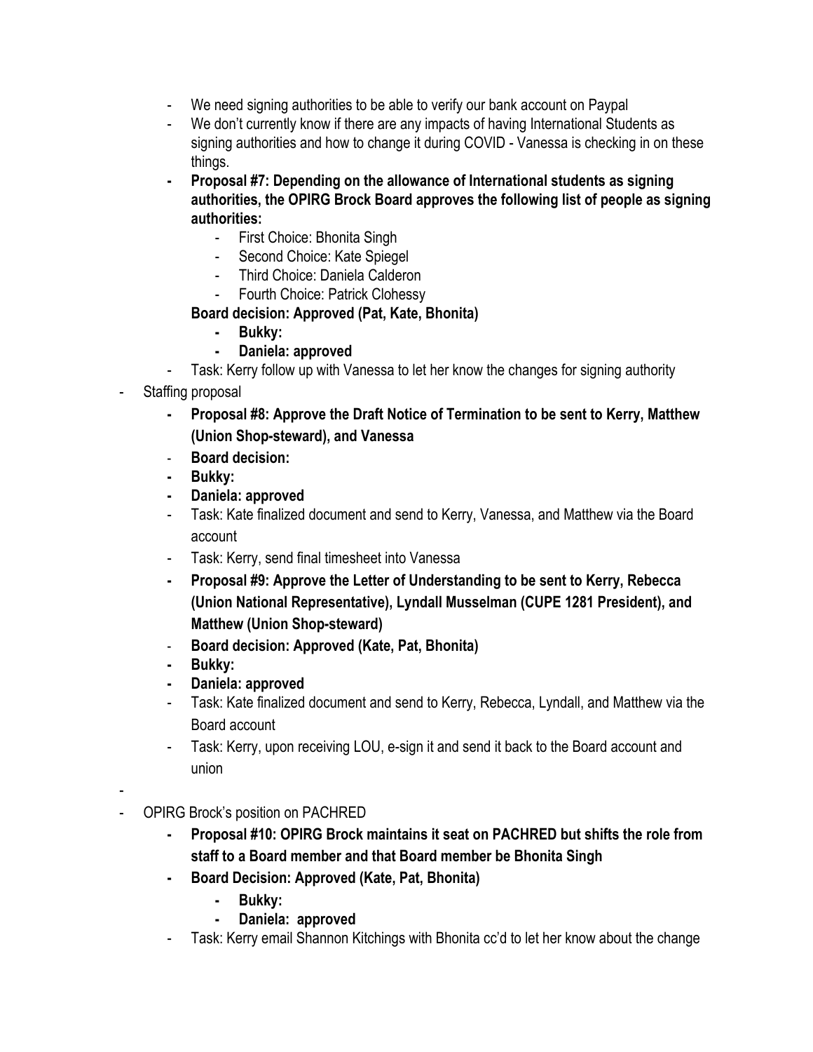- We need signing authorities to be able to verify our bank account on Paypal
    - We don't currently know if there are any impacts of having International Students as signing authorities and how to change it during COVID - Vanessa is checking in on these things.
    - **Proposal #7: Depending on the allowance of International students as signing authorities, the OPIRG Brock Board approves the following list of people as signing authorities:**
        - First Choice: Bhonita Singh
        - Second Choice: Kate Spiegel
        - Third Choice: Daniela Calderon
        - Fourth Choice: Patrick Clohessy

      **Board decision: Approved (Pat, Kate, Bhonita)**
        - **Bukky:**
        - **Daniela: approved**
    - Task: Kerry follow up with Vanessa to let her know the changes for signing authority
- Staffing proposal
    - **Proposal #8: Approve the Draft Notice of Termination to be sent to Kerry, Matthew (Union Shop-steward), and Vanessa**
    - **Board decision:**
    - **Bukky:**
    - **Daniela: approved**
    - Task: Kate finalized document and send to Kerry, Vanessa, and Matthew via the Board account
    - Task: Kerry, send final timesheet into Vanessa
    - **Proposal #9: Approve the Letter of Understanding to be sent to Kerry, Rebecca (Union National Representative), Lyndall Musselman (CUPE 1281 President), and Matthew (Union Shop-steward)**
    - **Board decision: Approved (Kate, Pat, Bhonita)**
    - **Bukky:**
    - **Daniela: approved**
    - Task: Kate finalized document and send to Kerry, Rebecca, Lyndall, and Matthew via the Board account
    - Task: Kerry, upon receiving LOU, e-sign it and send it back to the Board account and union
-
- OPIRG Brock's position on PACHRED
    - **Proposal #10: OPIRG Brock maintains it seat on PACHRED but shifts the role from staff to a Board member and that Board member be Bhonita Singh**
    - **Board Decision: Approved (Kate, Pat, Bhonita)**
        - **Bukky:**
        - **Daniela: approved**
    - Task: Kerry email Shannon Kitchings with Bhonita cc'd to let her know about the change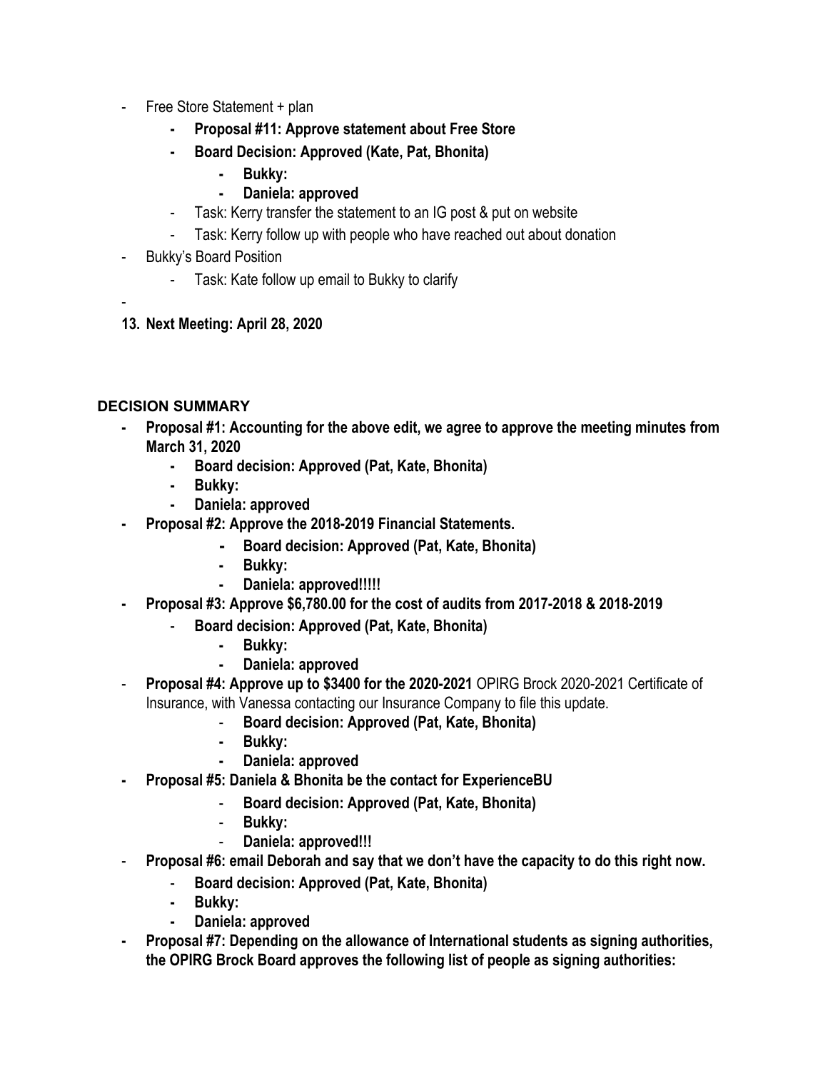- Free Store Statement + plan
    - **Proposal #11: Approve statement about Free Store**
    - **Board Decision: Approved (Kate, Pat, Bhonita)**
        - **Bukky:**
        - **Daniela: approved**
    - Task: Kerry transfer the statement to an IG post & put on website
    - Task: Kerry follow up with people who have reached out about donation
- Bukky's Board Position
    - Task: Kate follow up email to Bukky to clarify
-

**13. Next Meeting: April 28, 2020**

### DECISION SUMMARY

- **Proposal #1: Accounting for the above edit, we agree to approve the meeting minutes from March 31, 2020**
    - **Board decision: Approved (Pat, Kate, Bhonita)**
    - **Bukky:**
    - **Daniela: approved**
- **Proposal #2: Approve the 2018-2019 Financial Statements.**
    - **Board decision: Approved (Pat, Kate, Bhonita)**
    - **Bukky:**
    - **Daniela: approved!!!!!**
- **Proposal #3: Approve $6,780.00 for the cost of audits from 2017-2018 & 2018-2019**
    - **Board decision: Approved (Pat, Kate, Bhonita)**
        - **Bukky:**
        - **Daniela: approved**
- **Proposal #4: Approve up to $3400 for the 2020-2021** OPIRG Brock 2020-2021 Certificate of Insurance, with Vanessa contacting our Insurance Company to file this update.
    - **Board decision: Approved (Pat, Kate, Bhonita)**
    - **Bukky:**
    - **Daniela: approved**
- **Proposal #5: Daniela & Bhonita be the contact for ExperienceBU**
    - **Board decision: Approved (Pat, Kate, Bhonita)**
    - **Bukky:**
    - **Daniela: approved!!!**
- **Proposal #6: email Deborah and say that we don't have the capacity to do this right now.**
    - **Board decision: Approved (Pat, Kate, Bhonita)**
    - **Bukky:**
    - **Daniela: approved**
- **Proposal #7: Depending on the allowance of International students as signing authorities, the OPIRG Brock Board approves the following list of people as signing authorities:**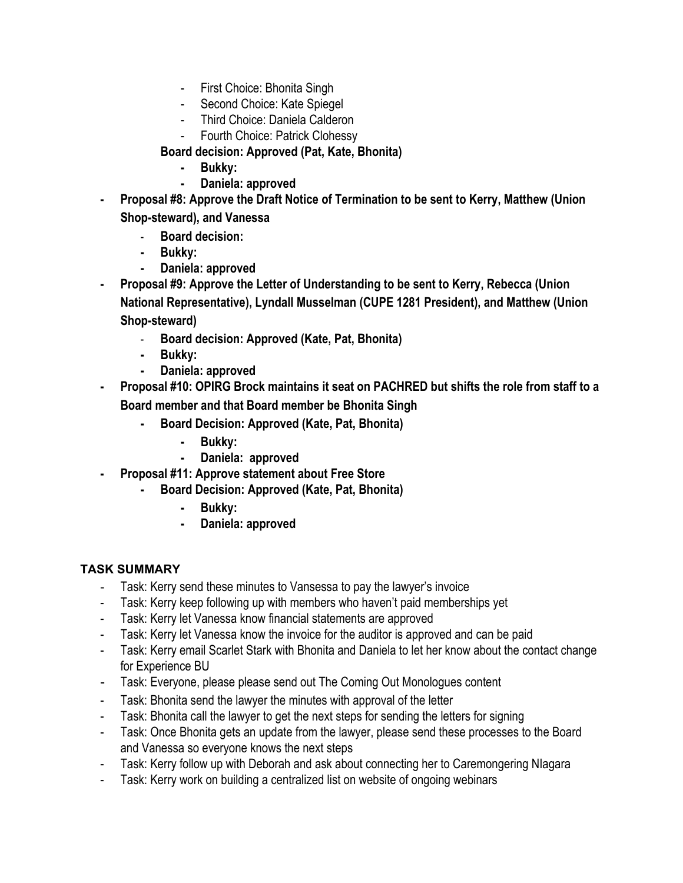- First Choice: Bhonita Singh
- Second Choice: Kate Spiegel
- Third Choice: Daniela Calderon
- Fourth Choice: Patrick Clohessy

**Board decision: Approved (Pat, Kate, Bhonita)**

- **Bukky:**
- **Daniela: approved**

- **Proposal #8: Approve the Draft Notice of Termination to be sent to Kerry, Matthew (Union Shop-steward), and Vanessa**
  - **Board decision:**
  - **Bukky:**
  - **Daniela: approved**
- **Proposal #9: Approve the Letter of Understanding to be sent to Kerry, Rebecca (Union National Representative), Lyndall Musselman (CUPE 1281 President), and Matthew (Union Shop-steward)**
  - **Board decision: Approved (Kate, Pat, Bhonita)**
  - **Bukky:**
  - **Daniela: approved**
- **Proposal #10: OPIRG Brock maintains it seat on PACHRED but shifts the role from staff to a Board member and that Board member be Bhonita Singh**
  - **Board Decision: Approved (Kate, Pat, Bhonita)**
    - **Bukky:**
    - **Daniela: approved**
- **Proposal #11: Approve statement about Free Store**
  - **Board Decision: Approved (Kate, Pat, Bhonita)**
    - **Bukky:**
    - **Daniela: approved**

### TASK SUMMARY

- Task: Kerry send these minutes to Vansessa to pay the lawyer's invoice
- Task: Kerry keep following up with members who haven't paid memberships yet
- Task: Kerry let Vanessa know financial statements are approved
- Task: Kerry let Vanessa know the invoice for the auditor is approved and can be paid
- Task: Kerry email Scarlet Stark with Bhonita and Daniela to let her know about the contact change for Experience BU
- Task: Everyone, please please send out The Coming Out Monologues content
- Task: Bhonita send the lawyer the minutes with approval of the letter
- Task: Bhonita call the lawyer to get the next steps for sending the letters for signing
- Task: Once Bhonita gets an update from the lawyer, please send these processes to the Board and Vanessa so everyone knows the next steps
- Task: Kerry follow up with Deborah and ask about connecting her to Caremongering NIagara
- Task: Kerry work on building a centralized list on website of ongoing webinars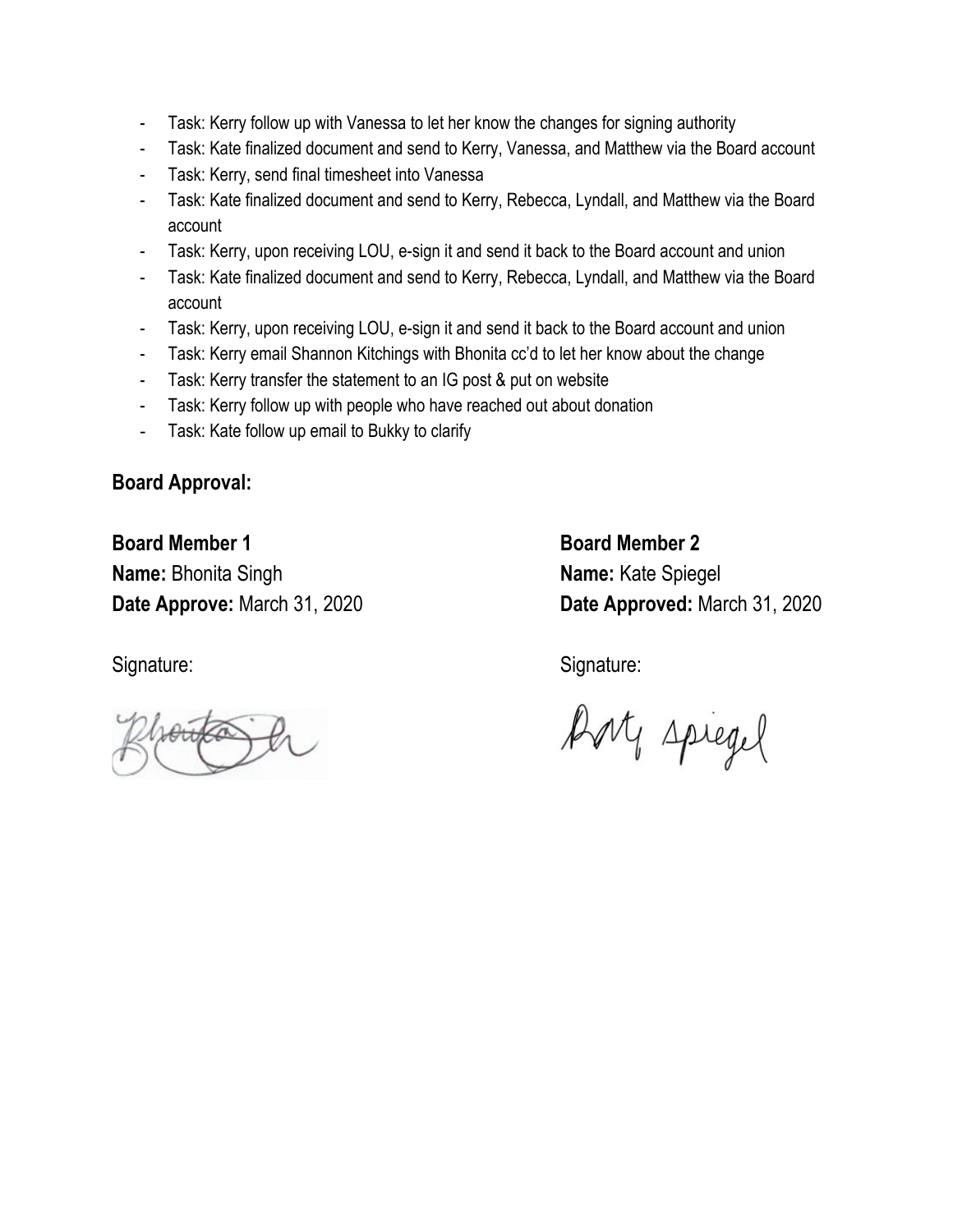- Task: Kerry follow up with Vanessa to let her know the changes for signing authority
- Task: Kate finalized document and send to Kerry, Vanessa, and Matthew via the Board account
- Task: Kerry, send final timesheet into Vanessa
- Task: Kate finalized document and send to Kerry, Rebecca, Lyndall, and Matthew via the Board account
- Task: Kerry, upon receiving LOU, e-sign it and send it back to the Board account and union
- Task: Kate finalized document and send to Kerry, Rebecca, Lyndall, and Matthew via the Board account
- Task: Kerry, upon receiving LOU, e-sign it and send it back to the Board account and union
- Task: Kerry email Shannon Kitchings with Bhonita cc'd to let her know about the change
- Task: Kerry transfer the statement to an IG post & put on website
- Task: Kerry follow up with people who have reached out about donation
- Task: Kate follow up email to Bukky to clarify

**Board Approval:**

**Board Member 1**
**Name:** Bhonita Singh
**Date Approve:** March 31, 2020

Signature:

**Board Member 2**
**Name:** Kate Spiegel
**Date Approved:** March 31, 2020

Signature: